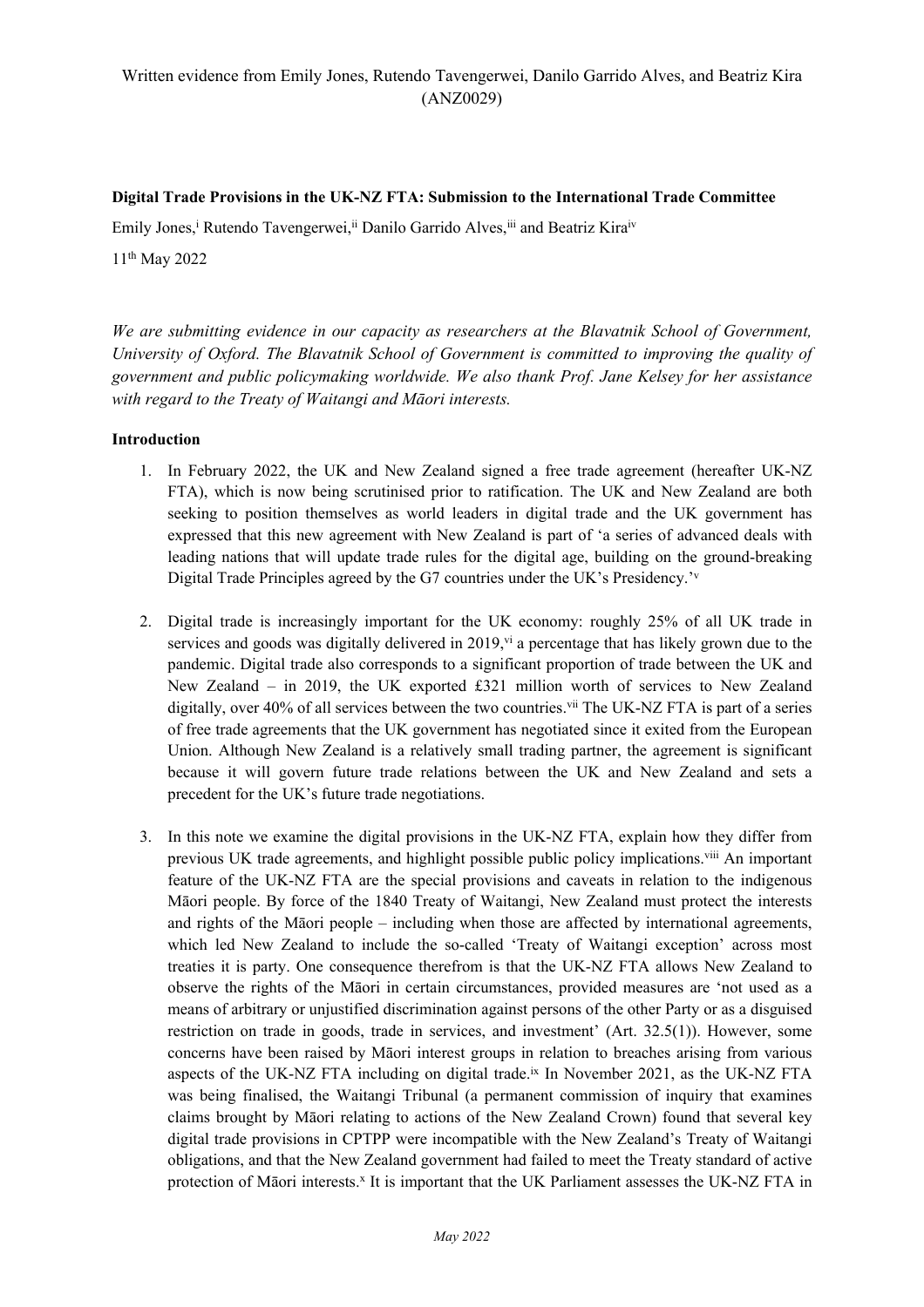Written evidence from Emily Jones, Rutendo Tavengerwei, Danilo Garrido Alves, and Beatriz Kira (ANZ0029)

**Digital Trade Provisions in the UK-NZ FTA: Submission to the International Trade Committee**

Emily Jones,[i] Rutendo Tavengerwei,[ii] Danilo Garrido Alves,[iii] and Beatriz Kira[iv]

11th May 2022

*We are submitting evidence in our capacity as researchers at the Blavatnik School of Government, University of Oxford. The Blavatnik School of Government is committed to improving the quality of government and public policymaking worldwide. We also thank Prof. Jane Kelsey for her assistance with regard to the Treaty of Waitangi and Māori interests.*

**Introduction**

1. In February 2022, the UK and New Zealand signed a free trade agreement (hereafter UK-NZ FTA), which is now being scrutinised prior to ratification. The UK and New Zealand are both seeking to position themselves as world leaders in digital trade and the UK government has expressed that this new agreement with New Zealand is part of 'a series of advanced deals with leading nations that will update trade rules for the digital age, building on the ground-breaking Digital Trade Principles agreed by the G7 countries under the UK's Presidency.'[v]

2. Digital trade is increasingly important for the UK economy: roughly 25% of all UK trade in services and goods was digitally delivered in 2019,[vi] a percentage that has likely grown due to the pandemic. Digital trade also corresponds to a significant proportion of trade between the UK and New Zealand – in 2019, the UK exported £321 million worth of services to New Zealand digitally, over 40% of all services between the two countries.[vii] The UK-NZ FTA is part of a series of free trade agreements that the UK government has negotiated since it exited from the European Union. Although New Zealand is a relatively small trading partner, the agreement is significant because it will govern future trade relations between the UK and New Zealand and sets a precedent for the UK's future trade negotiations.

3. In this note we examine the digital provisions in the UK-NZ FTA, explain how they differ from previous UK trade agreements, and highlight possible public policy implications.[viii] An important feature of the UK-NZ FTA are the special provisions and caveats in relation to the indigenous Māori people. By force of the 1840 Treaty of Waitangi, New Zealand must protect the interests and rights of the Māori people – including when those are affected by international agreements, which led New Zealand to include the so-called 'Treaty of Waitangi exception' across most treaties it is party. One consequence therefrom is that the UK-NZ FTA allows New Zealand to observe the rights of the Māori in certain circumstances, provided measures are 'not used as a means of arbitrary or unjustified discrimination against persons of the other Party or as a disguised restriction on trade in goods, trade in services, and investment' (Art. 32.5(1)). However, some concerns have been raised by Māori interest groups in relation to breaches arising from various aspects of the UK-NZ FTA including on digital trade.[ix] In November 2021, as the UK-NZ FTA was being finalised, the Waitangi Tribunal (a permanent commission of inquiry that examines claims brought by Māori relating to actions of the New Zealand Crown) found that several key digital trade provisions in CPTPP were incompatible with the New Zealand's Treaty of Waitangi obligations, and that the New Zealand government had failed to meet the Treaty standard of active protection of Māori interests.[x] It is important that the UK Parliament assesses the UK-NZ FTA in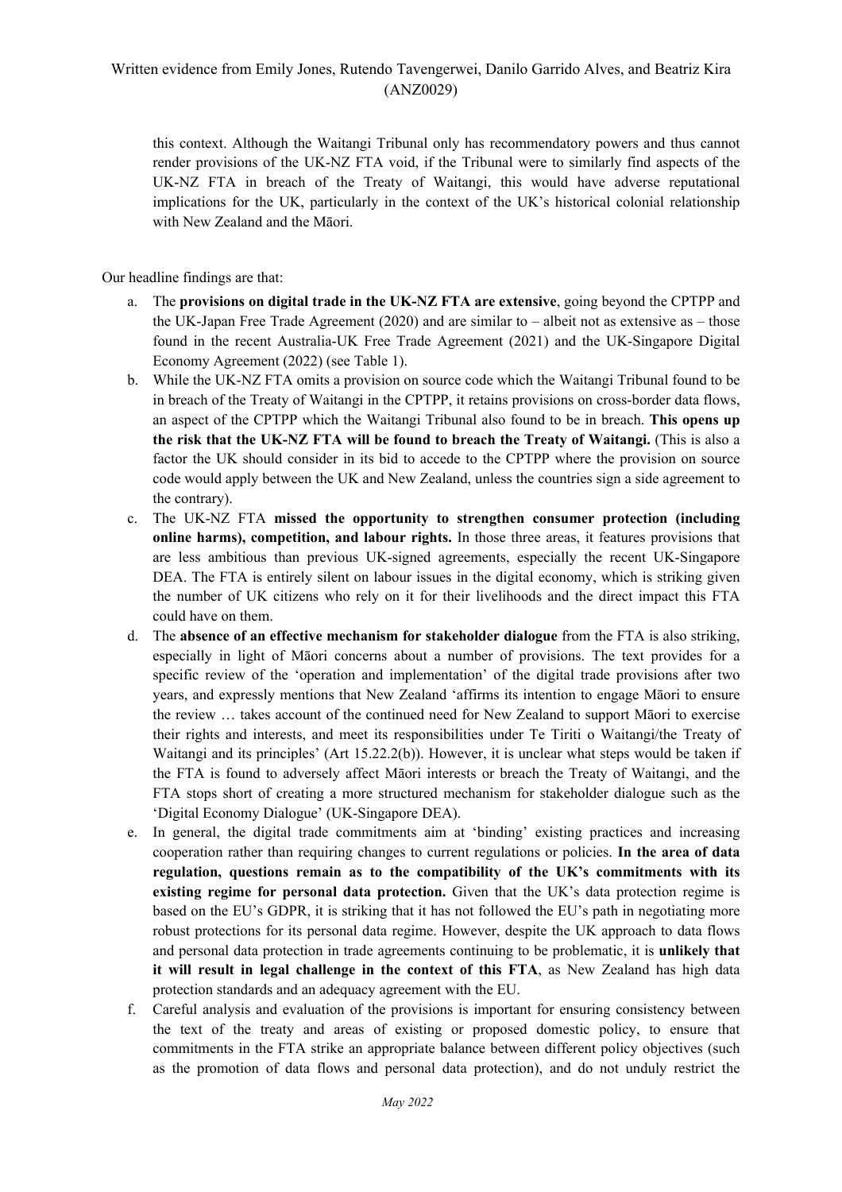this context. Although the Waitangi Tribunal only has recommendatory powers and thus cannot render provisions of the UK-NZ FTA void, if the Tribunal were to similarly find aspects of the UK-NZ FTA in breach of the Treaty of Waitangi, this would have adverse reputational implications for the UK, particularly in the context of the UK's historical colonial relationship with New Zealand and the Māori.

Our headline findings are that:

a. The **provisions on digital trade in the UK-NZ FTA are extensive**, going beyond the CPTPP and the UK-Japan Free Trade Agreement (2020) and are similar to – albeit not as extensive as – those found in the recent Australia-UK Free Trade Agreement (2021) and the UK-Singapore Digital Economy Agreement (2022) (see Table 1).

b. While the UK-NZ FTA omits a provision on source code which the Waitangi Tribunal found to be in breach of the Treaty of Waitangi in the CPTPP, it retains provisions on cross-border data flows, an aspect of the CPTPP which the Waitangi Tribunal also found to be in breach. **This opens up the risk that the UK-NZ FTA will be found to breach the Treaty of Waitangi.** (This is also a factor the UK should consider in its bid to accede to the CPTPP where the provision on source code would apply between the UK and New Zealand, unless the countries sign a side agreement to the contrary).

c. The UK-NZ FTA **missed the opportunity to strengthen consumer protection (including online harms), competition, and labour rights.** In those three areas, it features provisions that are less ambitious than previous UK-signed agreements, especially the recent UK-Singapore DEA. The FTA is entirely silent on labour issues in the digital economy, which is striking given the number of UK citizens who rely on it for their livelihoods and the direct impact this FTA could have on them.

d. The **absence of an effective mechanism for stakeholder dialogue** from the FTA is also striking, especially in light of Māori concerns about a number of provisions. The text provides for a specific review of the 'operation and implementation' of the digital trade provisions after two years, and expressly mentions that New Zealand 'affirms its intention to engage Māori to ensure the review … takes account of the continued need for New Zealand to support Māori to exercise their rights and interests, and meet its responsibilities under Te Tiriti o Waitangi/the Treaty of Waitangi and its principles' (Art 15.22.2(b)). However, it is unclear what steps would be taken if the FTA is found to adversely affect Māori interests or breach the Treaty of Waitangi, and the FTA stops short of creating a more structured mechanism for stakeholder dialogue such as the 'Digital Economy Dialogue' (UK-Singapore DEA).

e. In general, the digital trade commitments aim at 'binding' existing practices and increasing cooperation rather than requiring changes to current regulations or policies. **In the area of data regulation, questions remain as to the compatibility of the UK's commitments with its existing regime for personal data protection.** Given that the UK's data protection regime is based on the EU's GDPR, it is striking that it has not followed the EU's path in negotiating more robust protections for its personal data regime. However, despite the UK approach to data flows and personal data protection in trade agreements continuing to be problematic, it is **unlikely that it will result in legal challenge in the context of this FTA**, as New Zealand has high data protection standards and an adequacy agreement with the EU.

f. Careful analysis and evaluation of the provisions is important for ensuring consistency between the text of the treaty and areas of existing or proposed domestic policy, to ensure that commitments in the FTA strike an appropriate balance between different policy objectives (such as the promotion of data flows and personal data protection), and do not unduly restrict the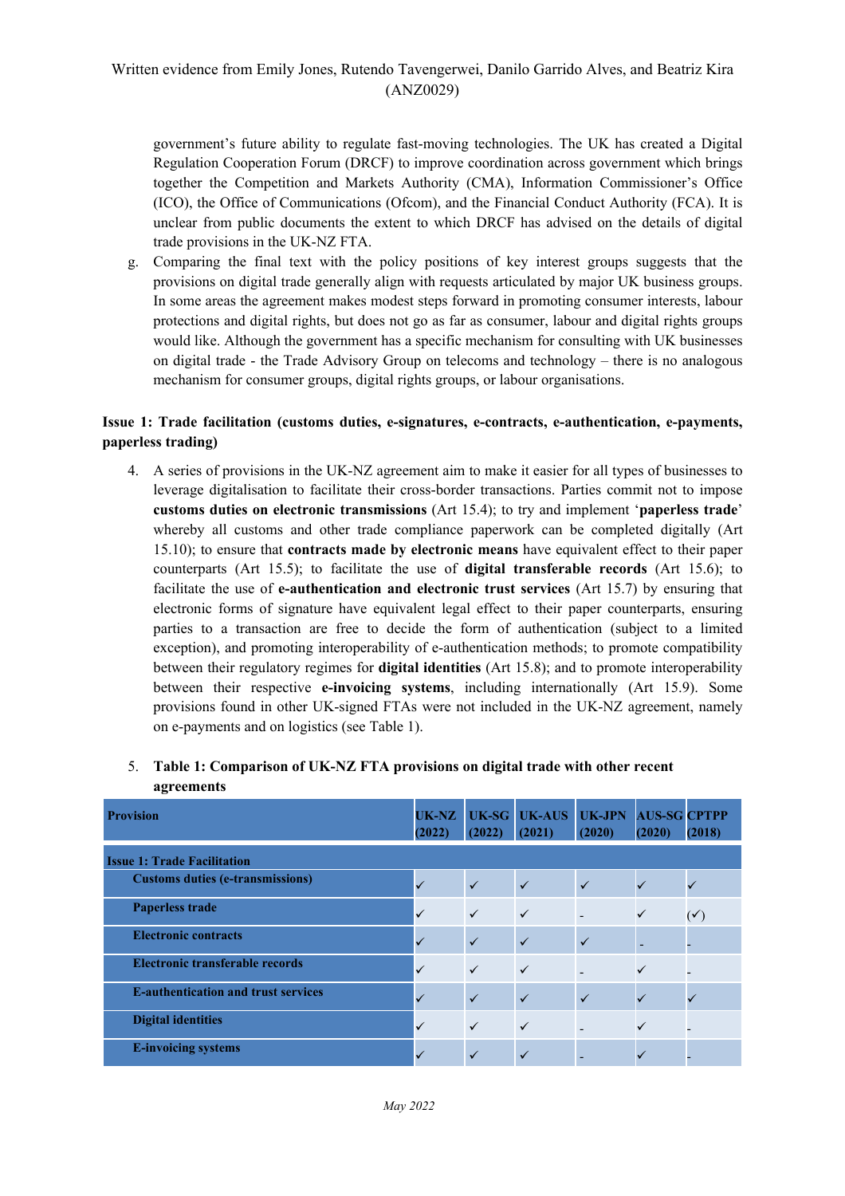government's future ability to regulate fast-moving technologies. The UK has created a Digital Regulation Cooperation Forum (DRCF) to improve coordination across government which brings together the Competition and Markets Authority (CMA), Information Commissioner's Office (ICO), the Office of Communications (Ofcom), and the Financial Conduct Authority (FCA). It is unclear from public documents the extent to which DRCF has advised on the details of digital trade provisions in the UK-NZ FTA.

g. Comparing the final text with the policy positions of key interest groups suggests that the provisions on digital trade generally align with requests articulated by major UK business groups. In some areas the agreement makes modest steps forward in promoting consumer interests, labour protections and digital rights, but does not go as far as consumer, labour and digital rights groups would like. Although the government has a specific mechanism for consulting with UK businesses on digital trade - the Trade Advisory Group on telecoms and technology – there is no analogous mechanism for consumer groups, digital rights groups, or labour organisations.

**Issue 1: Trade facilitation (customs duties, e-signatures, e-contracts, e-authentication, e-payments, paperless trading)**

4. A series of provisions in the UK-NZ agreement aim to make it easier for all types of businesses to leverage digitalisation to facilitate their cross-border transactions. Parties commit not to impose **customs duties on electronic transmissions** (Art 15.4); to try and implement '**paperless trade**' whereby all customs and other trade compliance paperwork can be completed digitally (Art 15.10); to ensure that **contracts made by electronic means** have equivalent effect to their paper counterparts (Art 15.5); to facilitate the use of **digital transferable records** (Art 15.6); to facilitate the use of **e-authentication and electronic trust services** (Art 15.7) by ensuring that electronic forms of signature have equivalent legal effect to their paper counterparts, ensuring parties to a transaction are free to decide the form of authentication (subject to a limited exception), and promoting interoperability of e-authentication methods; to promote compatibility between their regulatory regimes for **digital identities** (Art 15.8); and to promote interoperability between their respective **e-invoicing systems**, including internationally (Art 15.9). Some provisions found in other UK-signed FTAs were not included in the UK-NZ agreement, namely on e-payments and on logistics (see Table 1).

5. **Table 1: Comparison of UK-NZ FTA provisions on digital trade with other recent agreements**

| Provision | UK-NZ (2022) | UK-SG (2022) | UK-AUS (2021) | UK-JPN (2020) | AUS-SG (2020) | CPTPP (2018) |
|---|---|---|---|---|---|---|
| **Issue 1: Trade Facilitation** | | | | | | |
| Customs duties (e-transmissions) | ✓ | ✓ | ✓ | ✓ | ✓ | ✓ |
| Paperless trade | ✓ | ✓ | ✓ | - | ✓ | (✓) |
| Electronic contracts | ✓ | ✓ | ✓ | ✓ | - | - |
| Electronic transferable records | ✓ | ✓ | ✓ | - | ✓ | - |
| E-authentication and trust services | ✓ | ✓ | ✓ | ✓ | ✓ | ✓ |
| Digital identities | ✓ | ✓ | ✓ | - | ✓ | - |
| E-invoicing systems | ✓ | ✓ | ✓ | - | ✓ | - |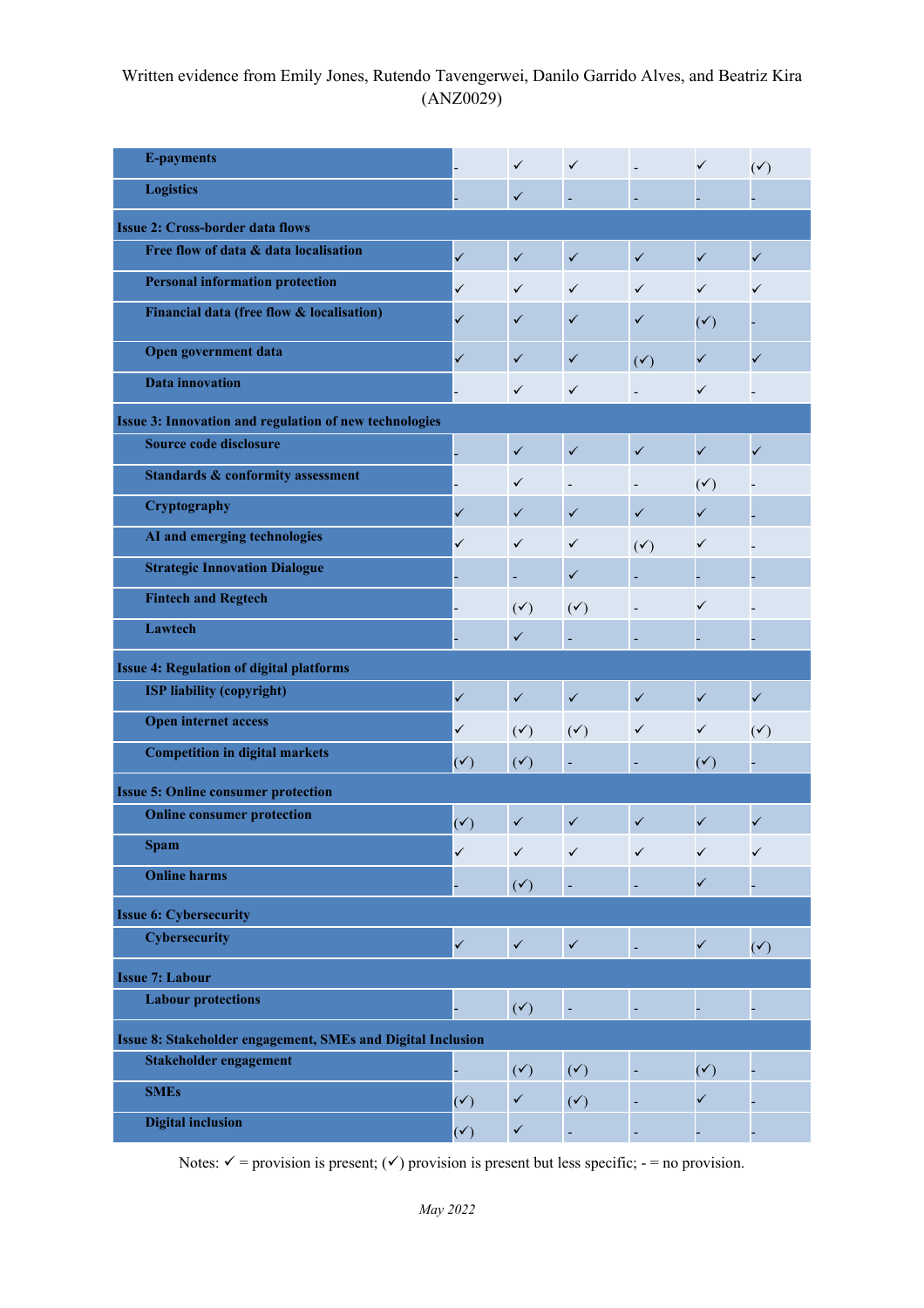Written evidence from Emily Jones, Rutendo Tavengerwei, Danilo Garrido Alves, and Beatriz Kira (ANZ0029)

| | | | | | | |
|---|---|---|---|---|---|---|
| **E-payments** | - | ✓ | ✓ | - | ✓ | (✓) |
| **Logistics** | - | ✓ | - | - | - | - |
| **Issue 2: Cross-border data flows** | | | | | | |
| **Free flow of data & data localisation** | ✓ | ✓ | ✓ | ✓ | ✓ | ✓ |
| **Personal information protection** | ✓ | ✓ | ✓ | ✓ | ✓ | ✓ |
| **Financial data (free flow & localisation)** | ✓ | ✓ | ✓ | ✓ | (✓) | - |
| **Open government data** | ✓ | ✓ | ✓ | (✓) | ✓ | ✓ |
| **Data innovation** | - | ✓ | ✓ | - | ✓ | - |
| **Issue 3: Innovation and regulation of new technologies** | | | | | | |
| **Source code disclosure** | - | ✓ | ✓ | ✓ | ✓ | ✓ |
| **Standards & conformity assessment** | - | ✓ | - | - | (✓) | - |
| **Cryptography** | ✓ | ✓ | ✓ | ✓ | ✓ | - |
| **AI and emerging technologies** | ✓ | ✓ | ✓ | (✓) | ✓ | - |
| **Strategic Innovation Dialogue** | - | - | ✓ | - | - | - |
| **Fintech and Regtech** | - | (✓) | (✓) | - | ✓ | - |
| **Lawtech** | - | ✓ | - | - | - | - |
| **Issue 4: Regulation of digital platforms** | | | | | | |
| **ISP liability (copyright)** | ✓ | ✓ | ✓ | ✓ | ✓ | ✓ |
| **Open internet access** | ✓ | (✓) | (✓) | ✓ | ✓ | (✓) |
| **Competition in digital markets** | (✓) | (✓) | - | - | (✓) | - |
| **Issue 5: Online consumer protection** | | | | | | |
| **Online consumer protection** | (✓) | ✓ | ✓ | ✓ | ✓ | ✓ |
| **Spam** | ✓ | ✓ | ✓ | ✓ | ✓ | ✓ |
| **Online harms** | - | (✓) | - | - | ✓ | - |
| **Issue 6: Cybersecurity** | | | | | | |
| **Cybersecurity** | ✓ | ✓ | ✓ | - | ✓ | (✓) |
| **Issue 7: Labour** | | | | | | |
| **Labour protections** | - | (✓) | - | - | - | - |
| **Issue 8: Stakeholder engagement, SMEs and Digital Inclusion** | | | | | | |
| **Stakeholder engagement** | - | (✓) | (✓) | - | (✓) | - |
| **SMEs** | (✓) | ✓ | (✓) | - | ✓ | - |
| **Digital inclusion** | (✓) | ✓ | - | - | - | - |

Notes: ✓ = provision is present; (✓) provision is present but less specific; - = no provision.

*May 2022*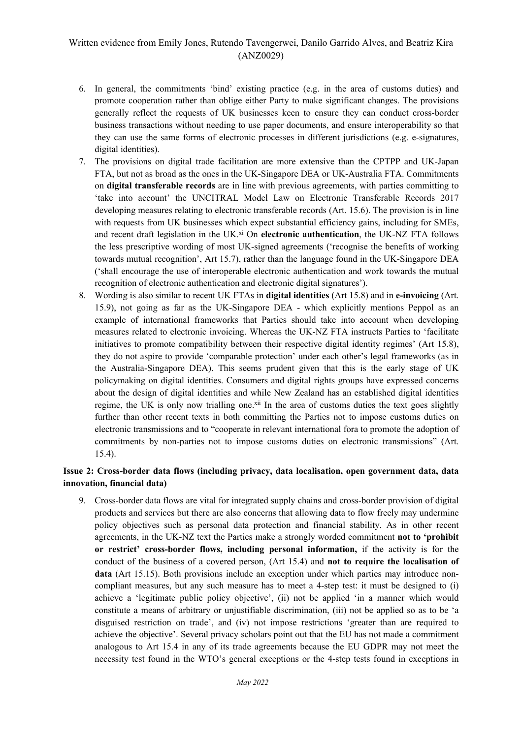6. In general, the commitments 'bind' existing practice (e.g. in the area of customs duties) and promote cooperation rather than oblige either Party to make significant changes. The provisions generally reflect the requests of UK businesses keen to ensure they can conduct cross-border business transactions without needing to use paper documents, and ensure interoperability so that they can use the same forms of electronic processes in different jurisdictions (e.g. e-signatures, digital identities).
7. The provisions on digital trade facilitation are more extensive than the CPTPP and UK-Japan FTA, but not as broad as the ones in the UK-Singapore DEA or UK-Australia FTA. Commitments on **digital transferable records** are in line with previous agreements, with parties committing to 'take into account' the UNCITRAL Model Law on Electronic Transferable Records 2017 developing measures relating to electronic transferable records (Art. 15.6). The provision is in line with requests from UK businesses which expect substantial efficiency gains, including for SMEs, and recent draft legislation in the UK.[xi] On **electronic authentication**, the UK-NZ FTA follows the less prescriptive wording of most UK-signed agreements ('recognise the benefits of working towards mutual recognition', Art 15.7), rather than the language found in the UK-Singapore DEA ('shall encourage the use of interoperable electronic authentication and work towards the mutual recognition of electronic authentication and electronic digital signatures').
8. Wording is also similar to recent UK FTAs in **digital identities** (Art 15.8) and in **e-invoicing** (Art. 15.9), not going as far as the UK-Singapore DEA - which explicitly mentions Peppol as an example of international frameworks that Parties should take into account when developing measures related to electronic invoicing. Whereas the UK-NZ FTA instructs Parties to 'facilitate initiatives to promote compatibility between their respective digital identity regimes' (Art 15.8), they do not aspire to provide 'comparable protection' under each other's legal frameworks (as in the Australia-Singapore DEA). This seems prudent given that this is the early stage of UK policymaking on digital identities. Consumers and digital rights groups have expressed concerns about the design of digital identities and while New Zealand has an established digital identities regime, the UK is only now trialling one.[xii] In the area of customs duties the text goes slightly further than other recent texts in both committing the Parties not to impose customs duties on electronic transmissions and to "cooperate in relevant international fora to promote the adoption of commitments by non-parties not to impose customs duties on electronic transmissions" (Art. 15.4).

**Issue 2: Cross-border data flows (including privacy, data localisation, open government data, data innovation, financial data)**

9. Cross-border data flows are vital for integrated supply chains and cross-border provision of digital products and services but there are also concerns that allowing data to flow freely may undermine policy objectives such as personal data protection and financial stability. As in other recent agreements, in the UK-NZ text the Parties make a strongly worded commitment **not to 'prohibit or restrict' cross-border flows, including personal information,** if the activity is for the conduct of the business of a covered person, (Art 15.4) and **not to require the localisation of data** (Art 15.15). Both provisions include an exception under which parties may introduce non-compliant measures, but any such measure has to meet a 4-step test: it must be designed to (i) achieve a 'legitimate public policy objective', (ii) not be applied 'in a manner which would constitute a means of arbitrary or unjustifiable discrimination, (iii) not be applied so as to be 'a disguised restriction on trade', and (iv) not impose restrictions 'greater than are required to achieve the objective'. Several privacy scholars point out that the EU has not made a commitment analogous to Art 15.4 in any of its trade agreements because the EU GDPR may not meet the necessity test found in the WTO's general exceptions or the 4-step tests found in exceptions in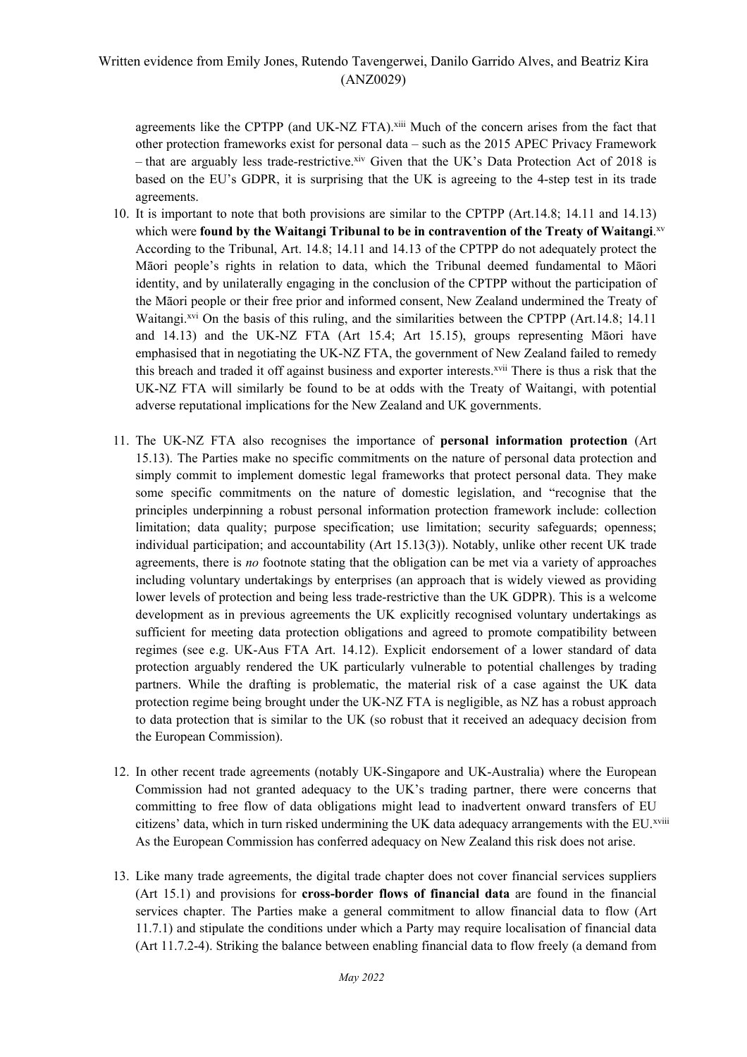agreements like the CPTPP (and UK-NZ FTA).[xiii] Much of the concern arises from the fact that other protection frameworks exist for personal data – such as the 2015 APEC Privacy Framework – that are arguably less trade-restrictive.[xiv] Given that the UK's Data Protection Act of 2018 is based on the EU's GDPR, it is surprising that the UK is agreeing to the 4-step test in its trade agreements.

10. It is important to note that both provisions are similar to the CPTPP (Art.14.8; 14.11 and 14.13) which were **found by the Waitangi Tribunal to be in contravention of the Treaty of Waitangi**.[xv] According to the Tribunal, Art. 14.8; 14.11 and 14.13 of the CPTPP do not adequately protect the Māori people's rights in relation to data, which the Tribunal deemed fundamental to Māori identity, and by unilaterally engaging in the conclusion of the CPTPP without the participation of the Māori people or their free prior and informed consent, New Zealand undermined the Treaty of Waitangi.[xvi] On the basis of this ruling, and the similarities between the CPTPP (Art.14.8; 14.11 and 14.13) and the UK-NZ FTA (Art 15.4; Art 15.15), groups representing Māori have emphasised that in negotiating the UK-NZ FTA, the government of New Zealand failed to remedy this breach and traded it off against business and exporter interests.[xvii] There is thus a risk that the UK-NZ FTA will similarly be found to be at odds with the Treaty of Waitangi, with potential adverse reputational implications for the New Zealand and UK governments.

11. The UK-NZ FTA also recognises the importance of **personal information protection** (Art 15.13). The Parties make no specific commitments on the nature of personal data protection and simply commit to implement domestic legal frameworks that protect personal data. They make some specific commitments on the nature of domestic legislation, and "recognise that the principles underpinning a robust personal information protection framework include: collection limitation; data quality; purpose specification; use limitation; security safeguards; openness; individual participation; and accountability (Art 15.13(3)). Notably, unlike other recent UK trade agreements, there is *no* footnote stating that the obligation can be met via a variety of approaches including voluntary undertakings by enterprises (an approach that is widely viewed as providing lower levels of protection and being less trade-restrictive than the UK GDPR). This is a welcome development as in previous agreements the UK explicitly recognised voluntary undertakings as sufficient for meeting data protection obligations and agreed to promote compatibility between regimes (see e.g. UK-Aus FTA Art. 14.12). Explicit endorsement of a lower standard of data protection arguably rendered the UK particularly vulnerable to potential challenges by trading partners. While the drafting is problematic, the material risk of a case against the UK data protection regime being brought under the UK-NZ FTA is negligible, as NZ has a robust approach to data protection that is similar to the UK (so robust that it received an adequacy decision from the European Commission).

12. In other recent trade agreements (notably UK-Singapore and UK-Australia) where the European Commission had not granted adequacy to the UK's trading partner, there were concerns that committing to free flow of data obligations might lead to inadvertent onward transfers of EU citizens' data, which in turn risked undermining the UK data adequacy arrangements with the EU.[xviii] As the European Commission has conferred adequacy on New Zealand this risk does not arise.

13. Like many trade agreements, the digital trade chapter does not cover financial services suppliers (Art 15.1) and provisions for **cross-border flows of financial data** are found in the financial services chapter. The Parties make a general commitment to allow financial data to flow (Art 11.7.1) and stipulate the conditions under which a Party may require localisation of financial data (Art 11.7.2-4). Striking the balance between enabling financial data to flow freely (a demand from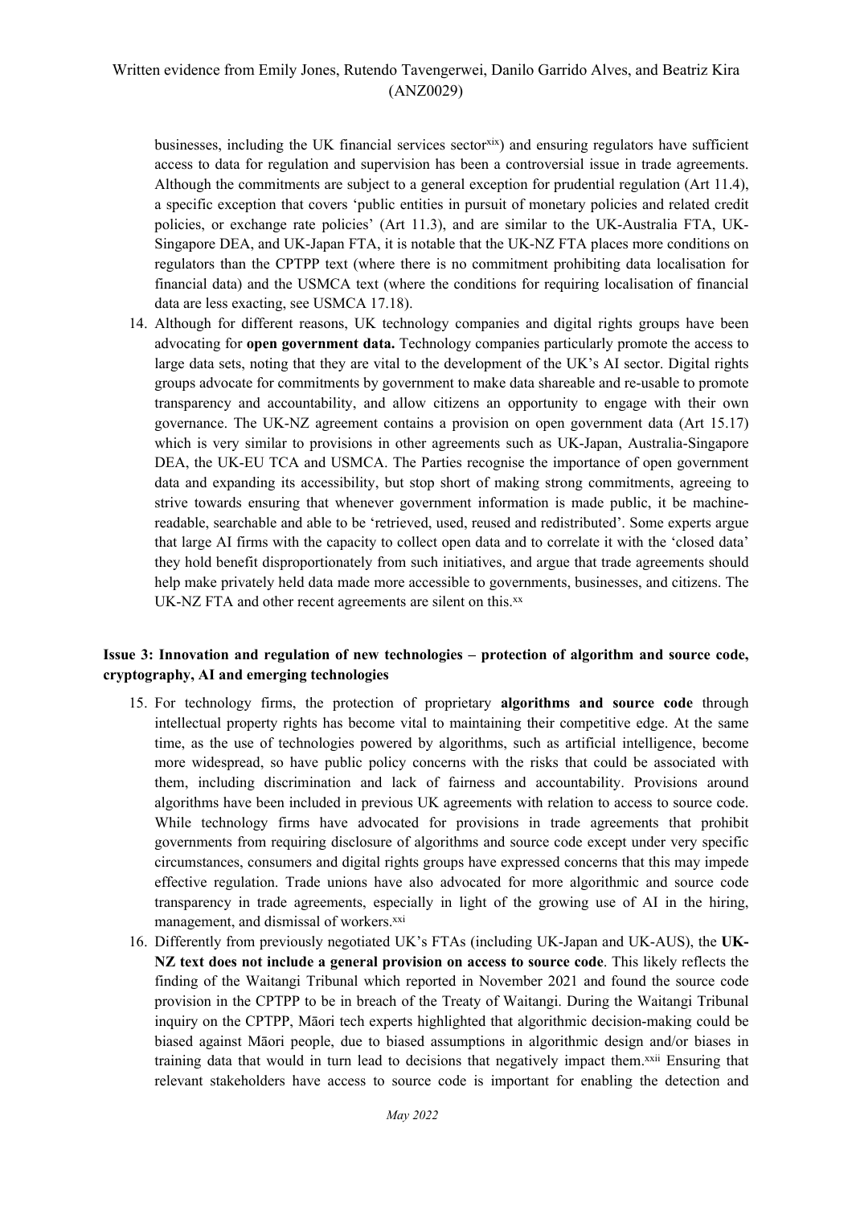businesses, including the UK financial services sector[xix]) and ensuring regulators have sufficient access to data for regulation and supervision has been a controversial issue in trade agreements. Although the commitments are subject to a general exception for prudential regulation (Art 11.4), a specific exception that covers 'public entities in pursuit of monetary policies and related credit policies, or exchange rate policies' (Art 11.3), and are similar to the UK-Australia FTA, UK-Singapore DEA, and UK-Japan FTA, it is notable that the UK-NZ FTA places more conditions on regulators than the CPTPP text (where there is no commitment prohibiting data localisation for financial data) and the USMCA text (where the conditions for requiring localisation of financial data are less exacting, see USMCA 17.18).

14. Although for different reasons, UK technology companies and digital rights groups have been advocating for **open government data.** Technology companies particularly promote the access to large data sets, noting that they are vital to the development of the UK's AI sector. Digital rights groups advocate for commitments by government to make data shareable and re-usable to promote transparency and accountability, and allow citizens an opportunity to engage with their own governance. The UK-NZ agreement contains a provision on open government data (Art 15.17) which is very similar to provisions in other agreements such as UK-Japan, Australia-Singapore DEA, the UK-EU TCA and USMCA. The Parties recognise the importance of open government data and expanding its accessibility, but stop short of making strong commitments, agreeing to strive towards ensuring that whenever government information is made public, it be machine-readable, searchable and able to be 'retrieved, used, reused and redistributed'. Some experts argue that large AI firms with the capacity to collect open data and to correlate it with the 'closed data' they hold benefit disproportionately from such initiatives, and argue that trade agreements should help make privately held data made more accessible to governments, businesses, and citizens. The UK-NZ FTA and other recent agreements are silent on this.[xx]

**Issue 3: Innovation and regulation of new technologies – protection of algorithm and source code, cryptography, AI and emerging technologies**

15. For technology firms, the protection of proprietary **algorithms and source code** through intellectual property rights has become vital to maintaining their competitive edge. At the same time, as the use of technologies powered by algorithms, such as artificial intelligence, become more widespread, so have public policy concerns with the risks that could be associated with them, including discrimination and lack of fairness and accountability. Provisions around algorithms have been included in previous UK agreements with relation to access to source code. While technology firms have advocated for provisions in trade agreements that prohibit governments from requiring disclosure of algorithms and source code except under very specific circumstances, consumers and digital rights groups have expressed concerns that this may impede effective regulation. Trade unions have also advocated for more algorithmic and source code transparency in trade agreements, especially in light of the growing use of AI in the hiring, management, and dismissal of workers.[xxi]

16. Differently from previously negotiated UK's FTAs (including UK-Japan and UK-AUS), the **UK-NZ text does not include a general provision on access to source code**. This likely reflects the finding of the Waitangi Tribunal which reported in November 2021 and found the source code provision in the CPTPP to be in breach of the Treaty of Waitangi. During the Waitangi Tribunal inquiry on the CPTPP, Māori tech experts highlighted that algorithmic decision-making could be biased against Māori people, due to biased assumptions in algorithmic design and/or biases in training data that would in turn lead to decisions that negatively impact them.[xxii] Ensuring that relevant stakeholders have access to source code is important for enabling the detection and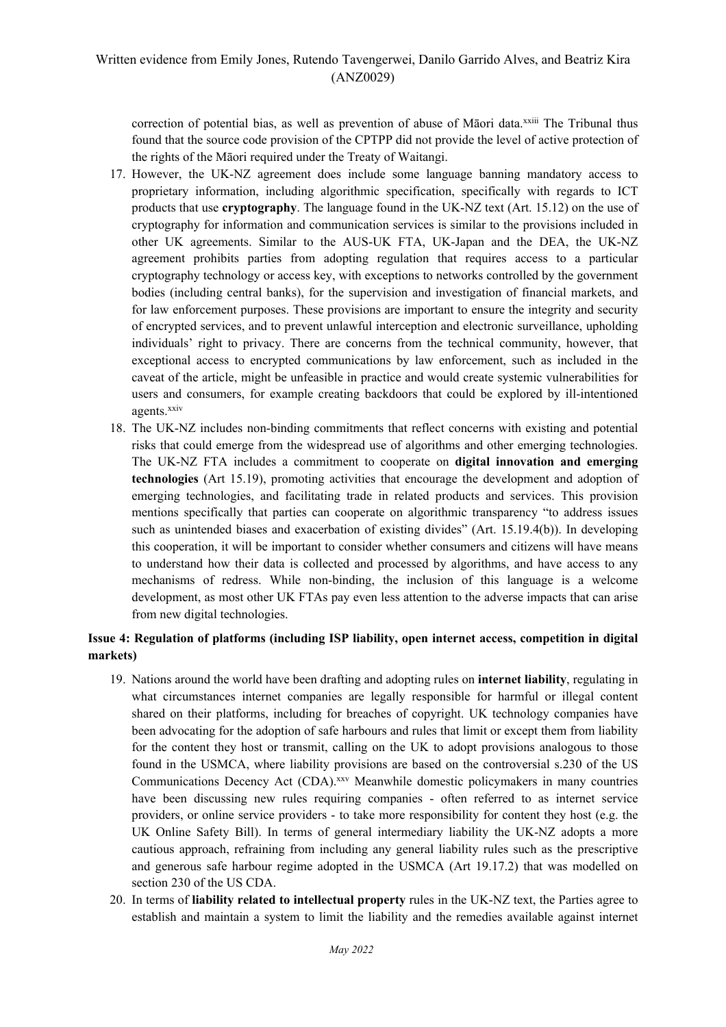correction of potential bias, as well as prevention of abuse of Māori data.[xxiii] The Tribunal thus found that the source code provision of the CPTPP did not provide the level of active protection of the rights of the Māori required under the Treaty of Waitangi.

17. However, the UK-NZ agreement does include some language banning mandatory access to proprietary information, including algorithmic specification, specifically with regards to ICT products that use **cryptography**. The language found in the UK-NZ text (Art. 15.12) on the use of cryptography for information and communication services is similar to the provisions included in other UK agreements. Similar to the AUS-UK FTA, UK-Japan and the DEA, the UK-NZ agreement prohibits parties from adopting regulation that requires access to a particular cryptography technology or access key, with exceptions to networks controlled by the government bodies (including central banks), for the supervision and investigation of financial markets, and for law enforcement purposes. These provisions are important to ensure the integrity and security of encrypted services, and to prevent unlawful interception and electronic surveillance, upholding individuals' right to privacy. There are concerns from the technical community, however, that exceptional access to encrypted communications by law enforcement, such as included in the caveat of the article, might be unfeasible in practice and would create systemic vulnerabilities for users and consumers, for example creating backdoors that could be explored by ill-intentioned agents.[xxiv]
18. The UK-NZ includes non-binding commitments that reflect concerns with existing and potential risks that could emerge from the widespread use of algorithms and other emerging technologies. The UK-NZ FTA includes a commitment to cooperate on **digital innovation and emerging technologies** (Art 15.19), promoting activities that encourage the development and adoption of emerging technologies, and facilitating trade in related products and services. This provision mentions specifically that parties can cooperate on algorithmic transparency "to address issues such as unintended biases and exacerbation of existing divides" (Art. 15.19.4(b)). In developing this cooperation, it will be important to consider whether consumers and citizens will have means to understand how their data is collected and processed by algorithms, and have access to any mechanisms of redress. While non-binding, the inclusion of this language is a welcome development, as most other UK FTAs pay even less attention to the adverse impacts that can arise from new digital technologies.

**Issue 4: Regulation of platforms (including ISP liability, open internet access, competition in digital markets)**

19. Nations around the world have been drafting and adopting rules on **internet liability**, regulating in what circumstances internet companies are legally responsible for harmful or illegal content shared on their platforms, including for breaches of copyright. UK technology companies have been advocating for the adoption of safe harbours and rules that limit or except them from liability for the content they host or transmit, calling on the UK to adopt provisions analogous to those found in the USMCA, where liability provisions are based on the controversial s.230 of the US Communications Decency Act (CDA).[xxv] Meanwhile domestic policymakers in many countries have been discussing new rules requiring companies - often referred to as internet service providers, or online service providers - to take more responsibility for content they host (e.g. the UK Online Safety Bill). In terms of general intermediary liability the UK-NZ adopts a more cautious approach, refraining from including any general liability rules such as the prescriptive and generous safe harbour regime adopted in the USMCA (Art 19.17.2) that was modelled on section 230 of the US CDA.
20. In terms of **liability related to intellectual property** rules in the UK-NZ text, the Parties agree to establish and maintain a system to limit the liability and the remedies available against internet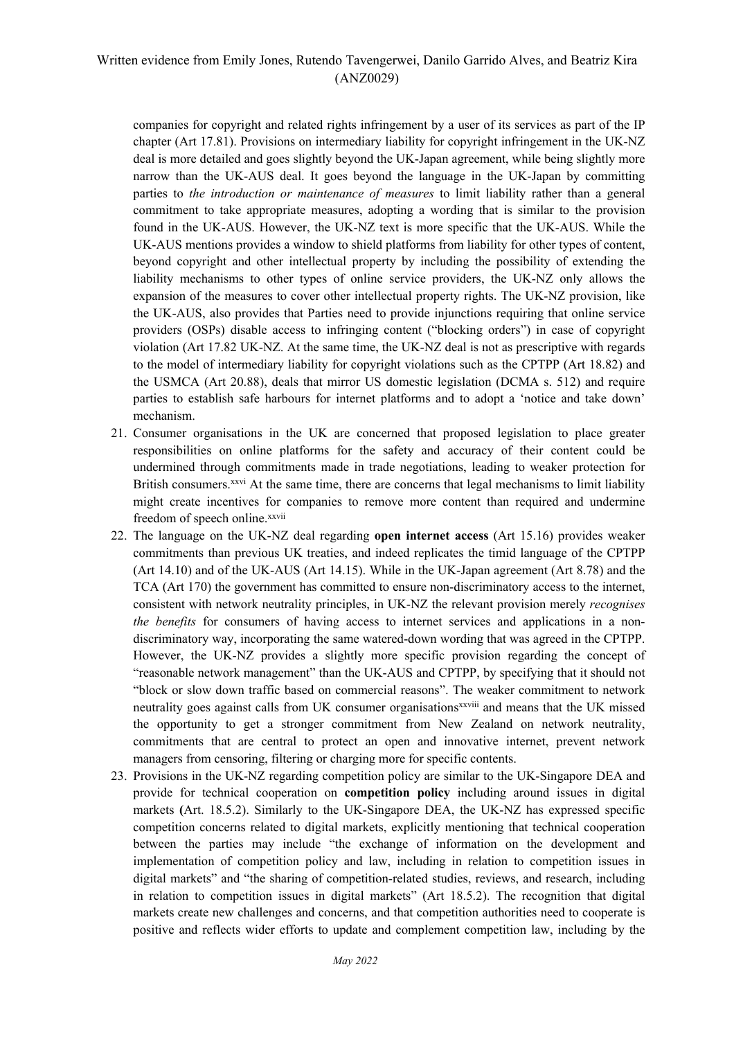companies for copyright and related rights infringement by a user of its services as part of the IP chapter (Art 17.81). Provisions on intermediary liability for copyright infringement in the UK-NZ deal is more detailed and goes slightly beyond the UK-Japan agreement, while being slightly more narrow than the UK-AUS deal. It goes beyond the language in the UK-Japan by committing parties to *the introduction or maintenance of measures* to limit liability rather than a general commitment to take appropriate measures, adopting a wording that is similar to the provision found in the UK-AUS. However, the UK-NZ text is more specific that the UK-AUS. While the UK-AUS mentions provides a window to shield platforms from liability for other types of content, beyond copyright and other intellectual property by including the possibility of extending the liability mechanisms to other types of online service providers, the UK-NZ only allows the expansion of the measures to cover other intellectual property rights. The UK-NZ provision, like the UK-AUS, also provides that Parties need to provide injunctions requiring that online service providers (OSPs) disable access to infringing content ("blocking orders") in case of copyright violation (Art 17.82 UK-NZ. At the same time, the UK-NZ deal is not as prescriptive with regards to the model of intermediary liability for copyright violations such as the CPTPP (Art 18.82) and the USMCA (Art 20.88), deals that mirror US domestic legislation (DCMA s. 512) and require parties to establish safe harbours for internet platforms and to adopt a 'notice and take down' mechanism.

21. Consumer organisations in the UK are concerned that proposed legislation to place greater responsibilities on online platforms for the safety and accuracy of their content could be undermined through commitments made in trade negotiations, leading to weaker protection for British consumers.[xxvi] At the same time, there are concerns that legal mechanisms to limit liability might create incentives for companies to remove more content than required and undermine freedom of speech online.[xxvii]

22. The language on the UK-NZ deal regarding **open internet access** (Art 15.16) provides weaker commitments than previous UK treaties, and indeed replicates the timid language of the CPTPP (Art 14.10) and of the UK-AUS (Art 14.15). While in the UK-Japan agreement (Art 8.78) and the TCA (Art 170) the government has committed to ensure non-discriminatory access to the internet, consistent with network neutrality principles, in UK-NZ the relevant provision merely *recognises the benefits* for consumers of having access to internet services and applications in a non-discriminatory way, incorporating the same watered-down wording that was agreed in the CPTPP. However, the UK-NZ provides a slightly more specific provision regarding the concept of "reasonable network management" than the UK-AUS and CPTPP, by specifying that it should not "block or slow down traffic based on commercial reasons". The weaker commitment to network neutrality goes against calls from UK consumer organisations[xxviii] and means that the UK missed the opportunity to get a stronger commitment from New Zealand on network neutrality, commitments that are central to protect an open and innovative internet, prevent network managers from censoring, filtering or charging more for specific contents.

23. Provisions in the UK-NZ regarding competition policy are similar to the UK-Singapore DEA and provide for technical cooperation on **competition policy** including around issues in digital markets **(**Art. 18.5.2). Similarly to the UK-Singapore DEA, the UK-NZ has expressed specific competition concerns related to digital markets, explicitly mentioning that technical cooperation between the parties may include "the exchange of information on the development and implementation of competition policy and law, including in relation to competition issues in digital markets" and "the sharing of competition-related studies, reviews, and research, including in relation to competition issues in digital markets" (Art 18.5.2). The recognition that digital markets create new challenges and concerns, and that competition authorities need to cooperate is positive and reflects wider efforts to update and complement competition law, including by the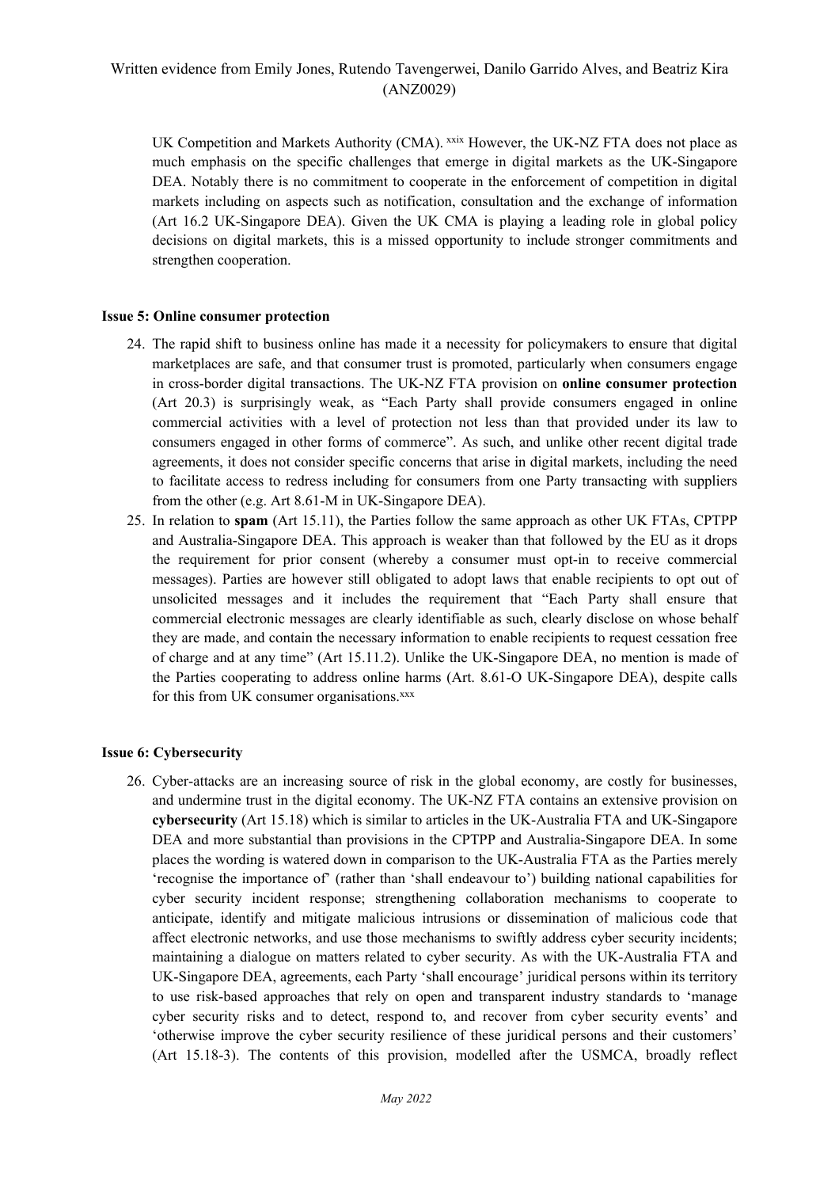UK Competition and Markets Authority (CMA).[xxix] However, the UK-NZ FTA does not place as much emphasis on the specific challenges that emerge in digital markets as the UK-Singapore DEA. Notably there is no commitment to cooperate in the enforcement of competition in digital markets including on aspects such as notification, consultation and the exchange of information (Art 16.2 UK-Singapore DEA). Given the UK CMA is playing a leading role in global policy decisions on digital markets, this is a missed opportunity to include stronger commitments and strengthen cooperation.

**Issue 5: Online consumer protection**

24. The rapid shift to business online has made it a necessity for policymakers to ensure that digital marketplaces are safe, and that consumer trust is promoted, particularly when consumers engage in cross-border digital transactions. The UK-NZ FTA provision on **online consumer protection** (Art 20.3) is surprisingly weak, as "Each Party shall provide consumers engaged in online commercial activities with a level of protection not less than that provided under its law to consumers engaged in other forms of commerce". As such, and unlike other recent digital trade agreements, it does not consider specific concerns that arise in digital markets, including the need to facilitate access to redress including for consumers from one Party transacting with suppliers from the other (e.g. Art 8.61-M in UK-Singapore DEA).
25. In relation to **spam** (Art 15.11), the Parties follow the same approach as other UK FTAs, CPTPP and Australia-Singapore DEA. This approach is weaker than that followed by the EU as it drops the requirement for prior consent (whereby a consumer must opt-in to receive commercial messages). Parties are however still obligated to adopt laws that enable recipients to opt out of unsolicited messages and it includes the requirement that "Each Party shall ensure that commercial electronic messages are clearly identifiable as such, clearly disclose on whose behalf they are made, and contain the necessary information to enable recipients to request cessation free of charge and at any time" (Art 15.11.2). Unlike the UK-Singapore DEA, no mention is made of the Parties cooperating to address online harms (Art. 8.61-O UK-Singapore DEA), despite calls for this from UK consumer organisations.[xxx]

**Issue 6: Cybersecurity**

26. Cyber-attacks are an increasing source of risk in the global economy, are costly for businesses, and undermine trust in the digital economy. The UK-NZ FTA contains an extensive provision on **cybersecurity** (Art 15.18) which is similar to articles in the UK-Australia FTA and UK-Singapore DEA and more substantial than provisions in the CPTPP and Australia-Singapore DEA. In some places the wording is watered down in comparison to the UK-Australia FTA as the Parties merely 'recognise the importance of' (rather than 'shall endeavour to') building national capabilities for cyber security incident response; strengthening collaboration mechanisms to cooperate to anticipate, identify and mitigate malicious intrusions or dissemination of malicious code that affect electronic networks, and use those mechanisms to swiftly address cyber security incidents; maintaining a dialogue on matters related to cyber security. As with the UK-Australia FTA and UK-Singapore DEA, agreements, each Party 'shall encourage' juridical persons within its territory to use risk-based approaches that rely on open and transparent industry standards to 'manage cyber security risks and to detect, respond to, and recover from cyber security events' and 'otherwise improve the cyber security resilience of these juridical persons and their customers' (Art 15.18-3). The contents of this provision, modelled after the USMCA, broadly reflect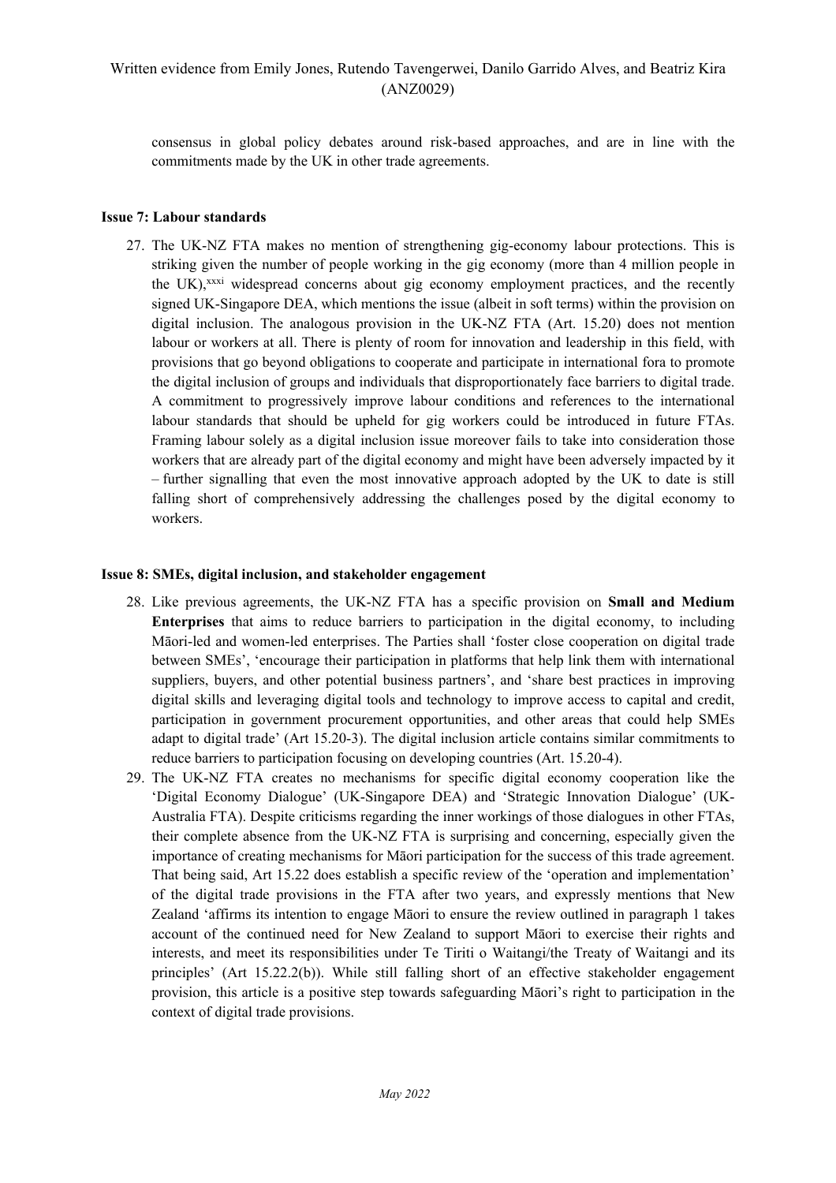consensus in global policy debates around risk-based approaches, and are in line with the commitments made by the UK in other trade agreements.

**Issue 7: Labour standards**

27. The UK-NZ FTA makes no mention of strengthening gig-economy labour protections. This is striking given the number of people working in the gig economy (more than 4 million people in the UK),[xxxi] widespread concerns about gig economy employment practices, and the recently signed UK-Singapore DEA, which mentions the issue (albeit in soft terms) within the provision on digital inclusion. The analogous provision in the UK-NZ FTA (Art. 15.20) does not mention labour or workers at all. There is plenty of room for innovation and leadership in this field, with provisions that go beyond obligations to cooperate and participate in international fora to promote the digital inclusion of groups and individuals that disproportionately face barriers to digital trade. A commitment to progressively improve labour conditions and references to the international labour standards that should be upheld for gig workers could be introduced in future FTAs. Framing labour solely as a digital inclusion issue moreover fails to take into consideration those workers that are already part of the digital economy and might have been adversely impacted by it – further signalling that even the most innovative approach adopted by the UK to date is still falling short of comprehensively addressing the challenges posed by the digital economy to workers.

**Issue 8: SMEs, digital inclusion, and stakeholder engagement**

28. Like previous agreements, the UK-NZ FTA has a specific provision on **Small and Medium Enterprises** that aims to reduce barriers to participation in the digital economy, to including Māori-led and women-led enterprises. The Parties shall 'foster close cooperation on digital trade between SMEs', 'encourage their participation in platforms that help link them with international suppliers, buyers, and other potential business partners', and 'share best practices in improving digital skills and leveraging digital tools and technology to improve access to capital and credit, participation in government procurement opportunities, and other areas that could help SMEs adapt to digital trade' (Art 15.20-3). The digital inclusion article contains similar commitments to reduce barriers to participation focusing on developing countries (Art. 15.20-4).
29. The UK-NZ FTA creates no mechanisms for specific digital economy cooperation like the 'Digital Economy Dialogue' (UK-Singapore DEA) and 'Strategic Innovation Dialogue' (UK-Australia FTA). Despite criticisms regarding the inner workings of those dialogues in other FTAs, their complete absence from the UK-NZ FTA is surprising and concerning, especially given the importance of creating mechanisms for Māori participation for the success of this trade agreement. That being said, Art 15.22 does establish a specific review of the 'operation and implementation' of the digital trade provisions in the FTA after two years, and expressly mentions that New Zealand 'affirms its intention to engage Māori to ensure the review outlined in paragraph 1 takes account of the continued need for New Zealand to support Māori to exercise their rights and interests, and meet its responsibilities under Te Tiriti o Waitangi/the Treaty of Waitangi and its principles' (Art 15.22.2(b)). While still falling short of an effective stakeholder engagement provision, this article is a positive step towards safeguarding Māori's right to participation in the context of digital trade provisions.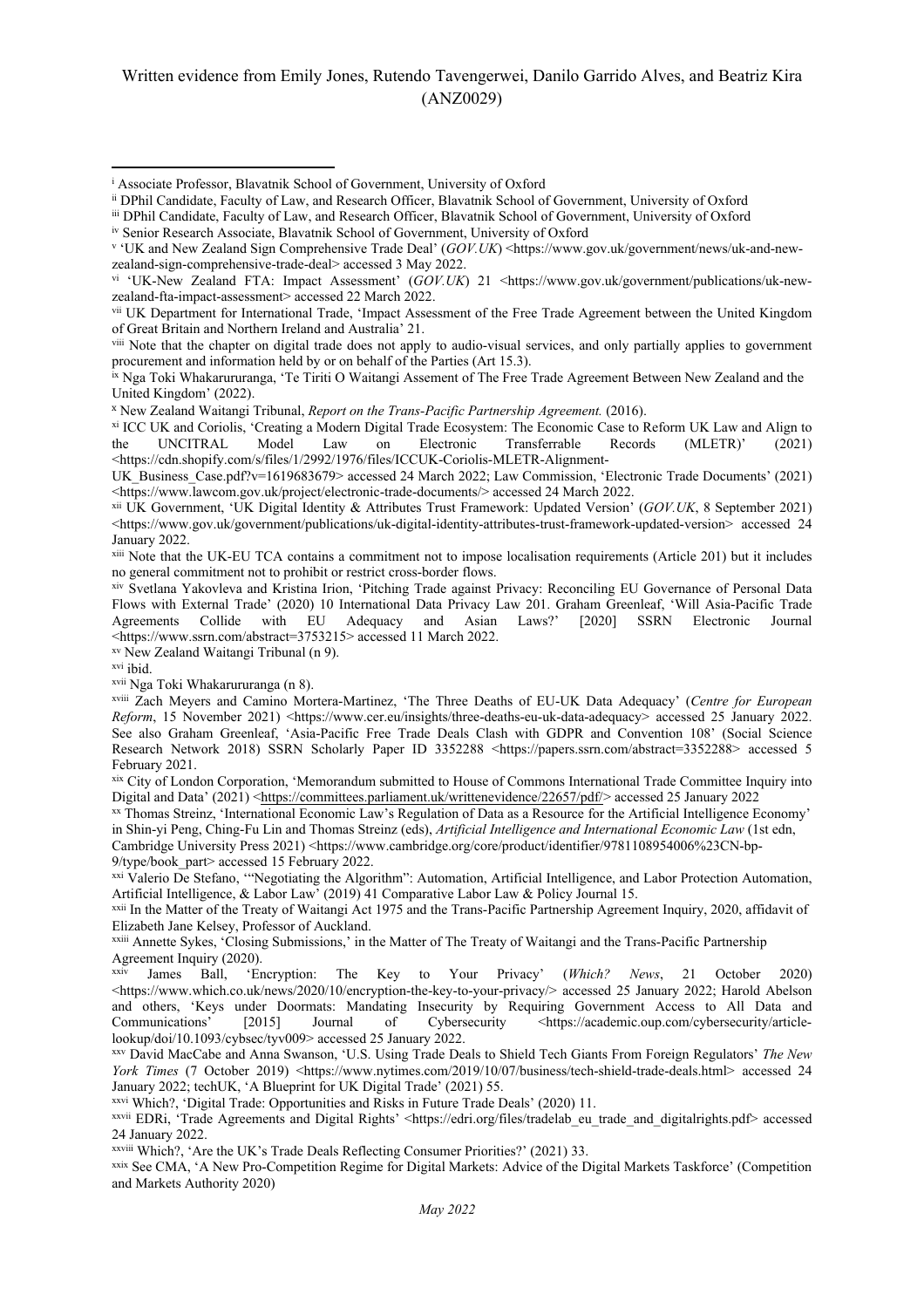Written evidence from Emily Jones, Rutendo Tavengerwei, Danilo Garrido Alves, and Beatriz Kira (ANZ0029)

---

[i] Associate Professor, Blavatnik School of Government, University of Oxford

[ii] DPhil Candidate, Faculty of Law, and Research Officer, Blavatnik School of Government, University of Oxford

[iii] DPhil Candidate, Faculty of Law, and Research Officer, Blavatnik School of Government, University of Oxford

[iv] Senior Research Associate, Blavatnik School of Government, University of Oxford

[v] 'UK and New Zealand Sign Comprehensive Trade Deal' (*GOV.UK*) <https://www.gov.uk/government/news/uk-and-new-zealand-sign-comprehensive-trade-deal> accessed 3 May 2022.

[vi] 'UK-New Zealand FTA: Impact Assessment' (*GOV.UK*) 21 <https://www.gov.uk/government/publications/uk-new-zealand-fta-impact-assessment> accessed 22 March 2022.

[vii] UK Department for International Trade, 'Impact Assessment of the Free Trade Agreement between the United Kingdom of Great Britain and Northern Ireland and Australia' 21.

[viii] Note that the chapter on digital trade does not apply to audio-visual services, and only partially applies to government procurement and information held by or on behalf of the Parties (Art 15.3).

[ix] Nga Toki Whakarururanga, 'Te Tiriti O Waitangi Assement of The Free Trade Agreement Between New Zealand and the United Kingdom' (2022).

[x] New Zealand Waitangi Tribunal, *Report on the Trans-Pacific Partnership Agreement.* (2016).

[xi] ICC UK and Coriolis, 'Creating a Modern Digital Trade Ecosystem: The Economic Case to Reform UK Law and Align to the UNCITRAL Model Law on Electronic Transferrable Records (MLETR)' (2021) <https://cdn.shopify.com/s/files/1/2992/1976/files/ICCUK-Coriolis-MLETR-Alignment-UK_Business_Case.pdf?v=1619683679> accessed 24 March 2022; Law Commission, 'Electronic Trade Documents' (2021) <https://www.lawcom.gov.uk/project/electronic-trade-documents/> accessed 24 March 2022.

[xii] UK Government, 'UK Digital Identity & Attributes Trust Framework: Updated Version' (*GOV.UK*, 8 September 2021) <https://www.gov.uk/government/publications/uk-digital-identity-attributes-trust-framework-updated-version> accessed 24 January 2022.

[xiii] Note that the UK-EU TCA contains a commitment not to impose localisation requirements (Article 201) but it includes no general commitment not to prohibit or restrict cross-border flows.

[xiv] Svetlana Yakovleva and Kristina Irion, 'Pitching Trade against Privacy: Reconciling EU Governance of Personal Data Flows with External Trade' (2020) 10 International Data Privacy Law 201. Graham Greenleaf, 'Will Asia-Pacific Trade Agreements Collide with EU Adequacy and Asian Laws?' [2020] SSRN Electronic Journal <https://www.ssrn.com/abstract=3753215> accessed 11 March 2022.

[xv] New Zealand Waitangi Tribunal (n 9).

[xvi] ibid.

[xvii] Nga Toki Whakarururanga (n 8).

[xviii] Zach Meyers and Camino Mortera-Martinez, 'The Three Deaths of EU-UK Data Adequacy' (*Centre for European Reform*, 15 November 2021) <https://www.cer.eu/insights/three-deaths-eu-uk-data-adequacy> accessed 25 January 2022. See also Graham Greenleaf, 'Asia-Pacific Free Trade Deals Clash with GDPR and Convention 108' (Social Science Research Network 2018) SSRN Scholarly Paper ID 3352288 <https://papers.ssrn.com/abstract=3352288> accessed 5 February 2021.

[xix] City of London Corporation, 'Memorandum submitted to House of Commons International Trade Committee Inquiry into Digital and Data' (2021) <https://committees.parliament.uk/writtenevidence/22657/pdf/> accessed 25 January 2022

[xx] Thomas Streinz, 'International Economic Law's Regulation of Data as a Resource for the Artificial Intelligence Economy' in Shin-yi Peng, Ching-Fu Lin and Thomas Streinz (eds), *Artificial Intelligence and International Economic Law* (1st edn, Cambridge University Press 2021) <https://www.cambridge.org/core/product/identifier/9781108954006%23CN-bp-9/type/book_part> accessed 15 February 2022.

[xxi] Valerio De Stefano, '"Negotiating the Algorithm": Automation, Artificial Intelligence, and Labor Protection Automation, Artificial Intelligence, & Labor Law' (2019) 41 Comparative Labor Law & Policy Journal 15.

[xxii] In the Matter of the Treaty of Waitangi Act 1975 and the Trans-Pacific Partnership Agreement Inquiry, 2020, affidavit of Elizabeth Jane Kelsey, Professor of Auckland.

[xxiii] Annette Sykes, 'Closing Submissions,' in the Matter of The Treaty of Waitangi and the Trans-Pacific Partnership Agreement Inquiry (2020).

[xxiv] James Ball, 'Encryption: The Key to Your Privacy' (*Which? News*, 21 October 2020) <https://www.which.co.uk/news/2020/10/encryption-the-key-to-your-privacy/> accessed 25 January 2022; Harold Abelson and others, 'Keys under Doormats: Mandating Insecurity by Requiring Government Access to All Data and Communications' [2015] Journal of Cybersecurity <https://academic.oup.com/cybersecurity/article-lookup/doi/10.1093/cybsec/tyv009> accessed 25 January 2022.

[xxv] David MacCabe and Anna Swanson, 'U.S. Using Trade Deals to Shield Tech Giants From Foreign Regulators' *The New York Times* (7 October 2019) <https://www.nytimes.com/2019/10/07/business/tech-shield-trade-deals.html> accessed 24 January 2022; techUK, 'A Blueprint for UK Digital Trade' (2021) 55.

[xxvi] Which?, 'Digital Trade: Opportunities and Risks in Future Trade Deals' (2020) 11.

[xxvii] EDRi, 'Trade Agreements and Digital Rights' <https://edri.org/files/tradelab_eu_trade_and_digitalrights.pdf> accessed 24 January 2022.

[xxviii] Which?, 'Are the UK's Trade Deals Reflecting Consumer Priorities?' (2021) 33.

[xxix] See CMA, 'A New Pro-Competition Regime for Digital Markets: Advice of the Digital Markets Taskforce' (Competition and Markets Authority 2020)

*May 2022*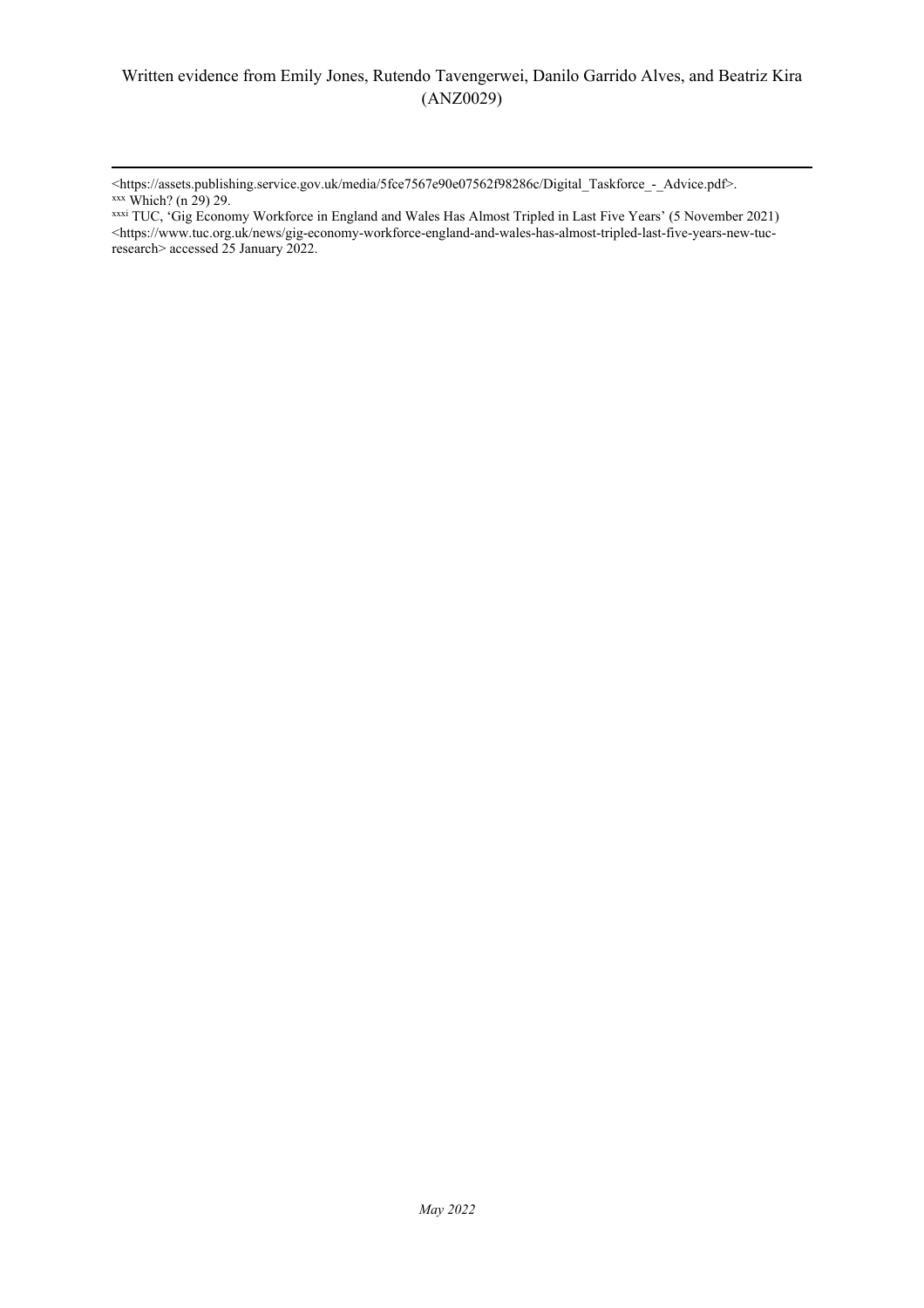<https://assets.publishing.service.gov.uk/media/5fce7567e90e07562f98286c/Digital_Taskforce_-_Advice.pdf>.

[xxx] Which? (n 29) 29.

[xxxi] TUC, 'Gig Economy Workforce in England and Wales Has Almost Tripled in Last Five Years' (5 November 2021) <https://www.tuc.org.uk/news/gig-economy-workforce-england-and-wales-has-almost-tripled-last-five-years-new-tuc-research> accessed 25 January 2022.

*May 2022*